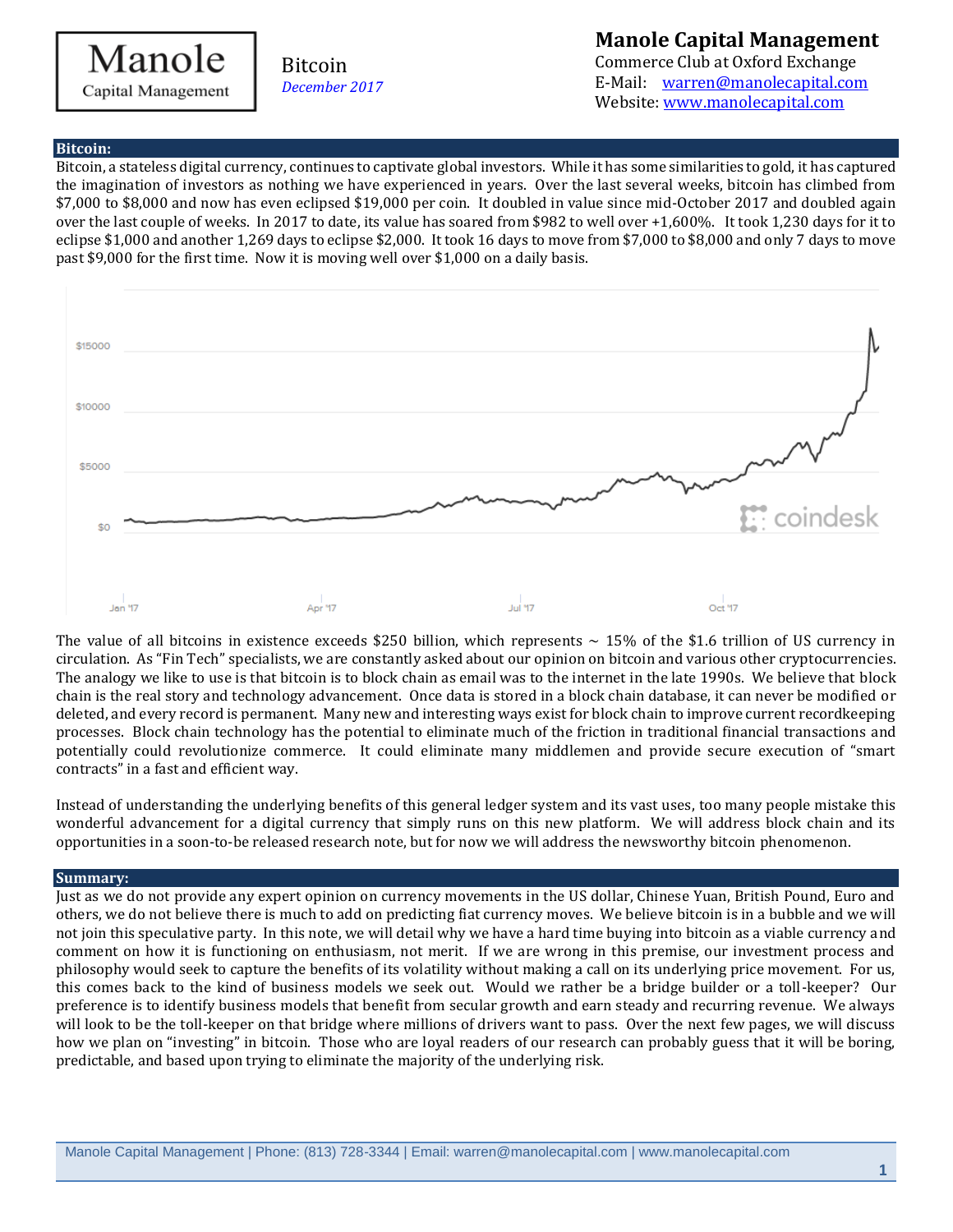# Manole Capital Management

Bitcoin
*December 2017*

**Manole Capital Management**
Commerce Club at Oxford Exchange
E-Mail: warren@manolecapital.com
Website: www.manolecapital.com

## Bitcoin:

Bitcoin, a stateless digital currency, continues to captivate global investors. While it has some similarities to gold, it has captured the imagination of investors as nothing we have experienced in years. Over the last several weeks, bitcoin has climbed from $7,000 to $8,000 and now has even eclipsed $19,000 per coin. It doubled in value since mid-October 2017 and doubled again over the last couple of weeks. In 2017 to date, its value has soared from $982 to well over +1,600%. It took 1,230 days for it to eclipse $1,000 and another 1,269 days to eclipse $2,000. It took 16 days to move from $7,000 to $8,000 and only 7 days to move past $9,000 for the first time. Now it is moving well over $1,000 on a daily basis.

The value of all bitcoins in existence exceeds $250 billion, which represents ~ 15% of the $1.6 trillion of US currency in circulation. As "Fin Tech" specialists, we are constantly asked about our opinion on bitcoin and various other cryptocurrencies. The analogy we like to use is that bitcoin is to block chain as email was to the internet in the late 1990s. We believe that block chain is the real story and technology advancement. Once data is stored in a block chain database, it can never be modified or deleted, and every record is permanent. Many new and interesting ways exist for block chain to improve current recordkeeping processes. Block chain technology has the potential to eliminate much of the friction in traditional financial transactions and potentially could revolutionize commerce. It could eliminate many middlemen and provide secure execution of "smart contracts" in a fast and efficient way.

Instead of understanding the underlying benefits of this general ledger system and its vast uses, too many people mistake this wonderful advancement for a digital currency that simply runs on this new platform. We will address block chain and its opportunities in a soon-to-be released research note, but for now we will address the newsworthy bitcoin phenomenon.

## Summary:

Just as we do not provide any expert opinion on currency movements in the US dollar, Chinese Yuan, British Pound, Euro and others, we do not believe there is much to add on predicting fiat currency moves. We believe bitcoin is in a bubble and we will not join this speculative party. In this note, we will detail why we have a hard time buying into bitcoin as a viable currency and comment on how it is functioning on enthusiasm, not merit. If we are wrong in this premise, our investment process and philosophy would seek to capture the benefits of its volatility without making a call on its underlying price movement. For us, this comes back to the kind of business models we seek out. Would we rather be a bridge builder or a toll-keeper? Our preference is to identify business models that benefit from secular growth and earn steady and recurring revenue. We always will look to be the toll-keeper on that bridge where millions of drivers want to pass. Over the next few pages, we will discuss how we plan on "investing" in bitcoin. Those who are loyal readers of our research can probably guess that it will be boring, predictable, and based upon trying to eliminate the majority of the underlying risk.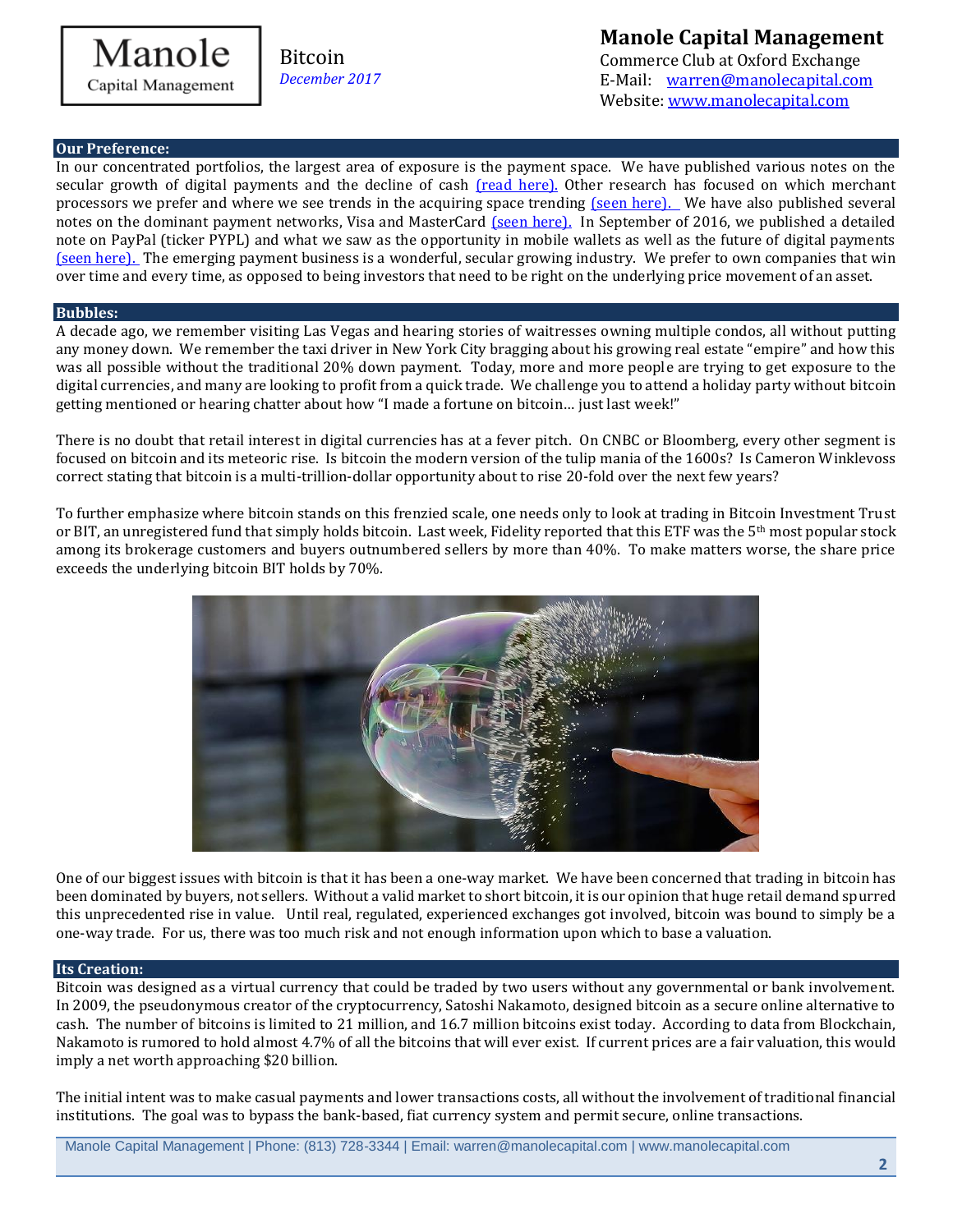## Our Preference:

In our concentrated portfolios, the largest area of exposure is the payment space. We have published various notes on the secular growth of digital payments and the decline of cash (read here). Other research has focused on which merchant processors we prefer and where we see trends in the acquiring space trending (seen here). We have also published several notes on the dominant payment networks, Visa and MasterCard (seen here). In September of 2016, we published a detailed note on PayPal (ticker PYPL) and what we saw as the opportunity in mobile wallets as well as the future of digital payments (seen here). The emerging payment business is a wonderful, secular growing industry. We prefer to own companies that win over time and every time, as opposed to being investors that need to be right on the underlying price movement of an asset.

## Bubbles:

A decade ago, we remember visiting Las Vegas and hearing stories of waitresses owning multiple condos, all without putting any money down. We remember the taxi driver in New York City bragging about his growing real estate "empire" and how this was all possible without the traditional 20% down payment. Today, more and more people are trying to get exposure to the digital currencies, and many are looking to profit from a quick trade. We challenge you to attend a holiday party without bitcoin getting mentioned or hearing chatter about how "I made a fortune on bitcoin… just last week!"

There is no doubt that retail interest in digital currencies has at a fever pitch. On CNBC or Bloomberg, every other segment is focused on bitcoin and its meteoric rise. Is bitcoin the modern version of the tulip mania of the 1600s? Is Cameron Winklevoss correct stating that bitcoin is a multi-trillion-dollar opportunity about to rise 20-fold over the next few years?

To further emphasize where bitcoin stands on this frenzied scale, one needs only to look at trading in Bitcoin Investment Trust or BIT, an unregistered fund that simply holds bitcoin. Last week, Fidelity reported that this ETF was the 5th most popular stock among its brokerage customers and buyers outnumbered sellers by more than 40%. To make matters worse, the share price exceeds the underlying bitcoin BIT holds by 70%.

One of our biggest issues with bitcoin is that it has been a one-way market. We have been concerned that trading in bitcoin has been dominated by buyers, not sellers. Without a valid market to short bitcoin, it is our opinion that huge retail demand spurred this unprecedented rise in value. Until real, regulated, experienced exchanges got involved, bitcoin was bound to simply be a one-way trade. For us, there was too much risk and not enough information upon which to base a valuation.

## Its Creation:

Bitcoin was designed as a virtual currency that could be traded by two users without any governmental or bank involvement. In 2009, the pseudonymous creator of the cryptocurrency, Satoshi Nakamoto, designed bitcoin as a secure online alternative to cash. The number of bitcoins is limited to 21 million, and 16.7 million bitcoins exist today. According to data from Blockchain, Nakamoto is rumored to hold almost 4.7% of all the bitcoins that will ever exist. If current prices are a fair valuation, this would imply a net worth approaching $20 billion.

The initial intent was to make casual payments and lower transactions costs, all without the involvement of traditional financial institutions. The goal was to bypass the bank-based, fiat currency system and permit secure, online transactions.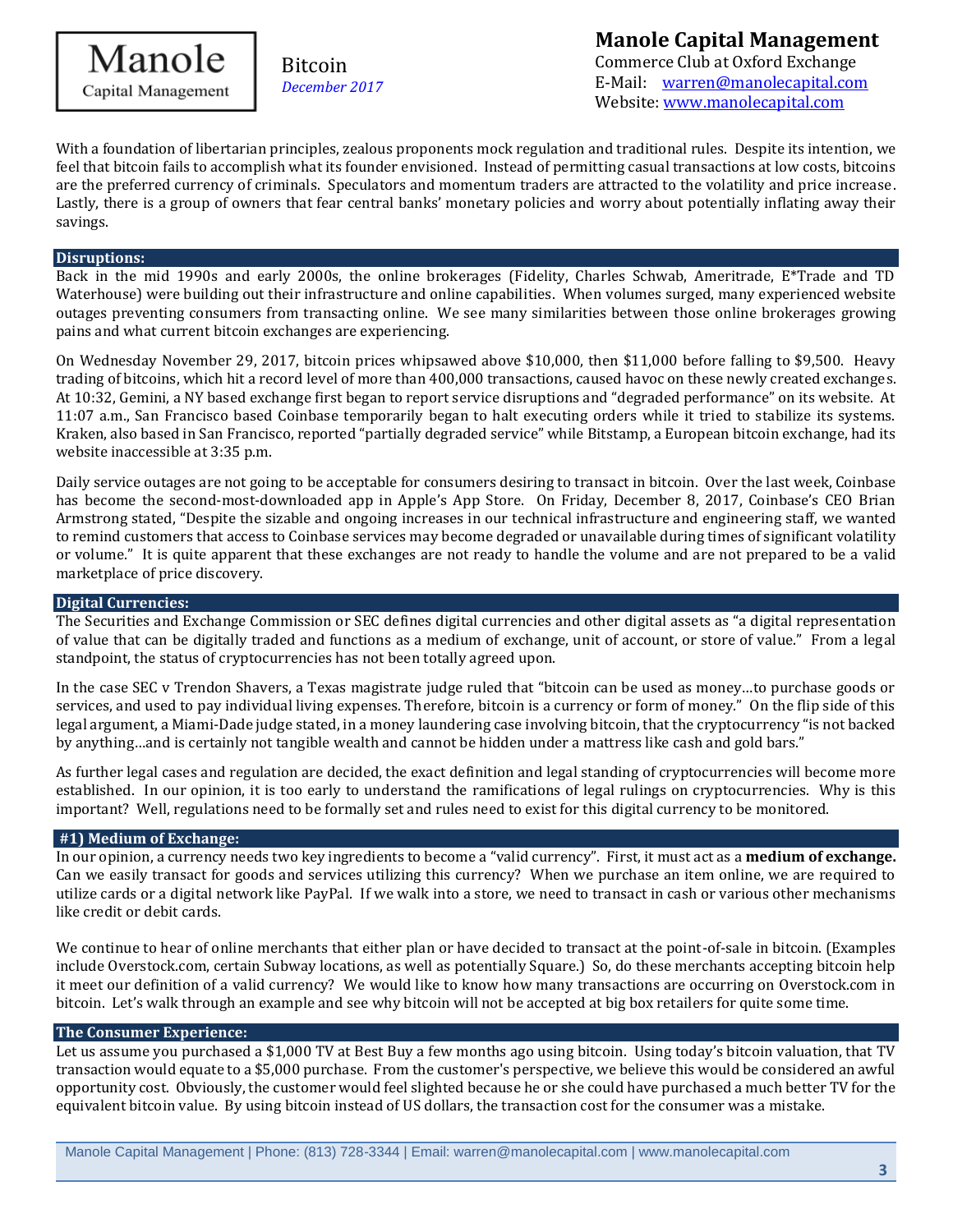With a foundation of libertarian principles, zealous proponents mock regulation and traditional rules. Despite its intention, we feel that bitcoin fails to accomplish what its founder envisioned. Instead of permitting casual transactions at low costs, bitcoins are the preferred currency of criminals. Speculators and momentum traders are attracted to the volatility and price increase. Lastly, there is a group of owners that fear central banks' monetary policies and worry about potentially inflating away their savings.

## Disruptions:

Back in the mid 1990s and early 2000s, the online brokerages (Fidelity, Charles Schwab, Ameritrade, E*Trade and TD Waterhouse) were building out their infrastructure and online capabilities. When volumes surged, many experienced website outages preventing consumers from transacting online. We see many similarities between those online brokerages growing pains and what current bitcoin exchanges are experiencing.

On Wednesday November 29, 2017, bitcoin prices whipsawed above $10,000, then $11,000 before falling to $9,500. Heavy trading of bitcoins, which hit a record level of more than 400,000 transactions, caused havoc on these newly created exchanges. At 10:32, Gemini, a NY based exchange first began to report service disruptions and "degraded performance" on its website. At 11:07 a.m., San Francisco based Coinbase temporarily began to halt executing orders while it tried to stabilize its systems. Kraken, also based in San Francisco, reported "partially degraded service" while Bitstamp, a European bitcoin exchange, had its website inaccessible at 3:35 p.m.

Daily service outages are not going to be acceptable for consumers desiring to transact in bitcoin. Over the last week, Coinbase has become the second-most-downloaded app in Apple's App Store. On Friday, December 8, 2017, Coinbase's CEO Brian Armstrong stated, "Despite the sizable and ongoing increases in our technical infrastructure and engineering staff, we wanted to remind customers that access to Coinbase services may become degraded or unavailable during times of significant volatility or volume." It is quite apparent that these exchanges are not ready to handle the volume and are not prepared to be a valid marketplace of price discovery.

## Digital Currencies:

The Securities and Exchange Commission or SEC defines digital currencies and other digital assets as "a digital representation of value that can be digitally traded and functions as a medium of exchange, unit of account, or store of value." From a legal standpoint, the status of cryptocurrencies has not been totally agreed upon.

In the case SEC v Trendon Shavers, a Texas magistrate judge ruled that "bitcoin can be used as money…to purchase goods or services, and used to pay individual living expenses. Therefore, bitcoin is a currency or form of money." On the flip side of this legal argument, a Miami-Dade judge stated, in a money laundering case involving bitcoin, that the cryptocurrency "is not backed by anything…and is certainly not tangible wealth and cannot be hidden under a mattress like cash and gold bars."

As further legal cases and regulation are decided, the exact definition and legal standing of cryptocurrencies will become more established. In our opinion, it is too early to understand the ramifications of legal rulings on cryptocurrencies. Why is this important? Well, regulations need to be formally set and rules need to exist for this digital currency to be monitored.

## #1) Medium of Exchange:

In our opinion, a currency needs two key ingredients to become a "valid currency". First, it must act as a **medium of exchange.** Can we easily transact for goods and services utilizing this currency? When we purchase an item online, we are required to utilize cards or a digital network like PayPal. If we walk into a store, we need to transact in cash or various other mechanisms like credit or debit cards.

We continue to hear of online merchants that either plan or have decided to transact at the point-of-sale in bitcoin. (Examples include Overstock.com, certain Subway locations, as well as potentially Square.) So, do these merchants accepting bitcoin help it meet our definition of a valid currency? We would like to know how many transactions are occurring on Overstock.com in bitcoin. Let's walk through an example and see why bitcoin will not be accepted at big box retailers for quite some time.

## The Consumer Experience:

Let us assume you purchased a $1,000 TV at Best Buy a few months ago using bitcoin. Using today's bitcoin valuation, that TV transaction would equate to a $5,000 purchase. From the customer's perspective, we believe this would be considered an awful opportunity cost. Obviously, the customer would feel slighted because he or she could have purchased a much better TV for the equivalent bitcoin value. By using bitcoin instead of US dollars, the transaction cost for the consumer was a mistake.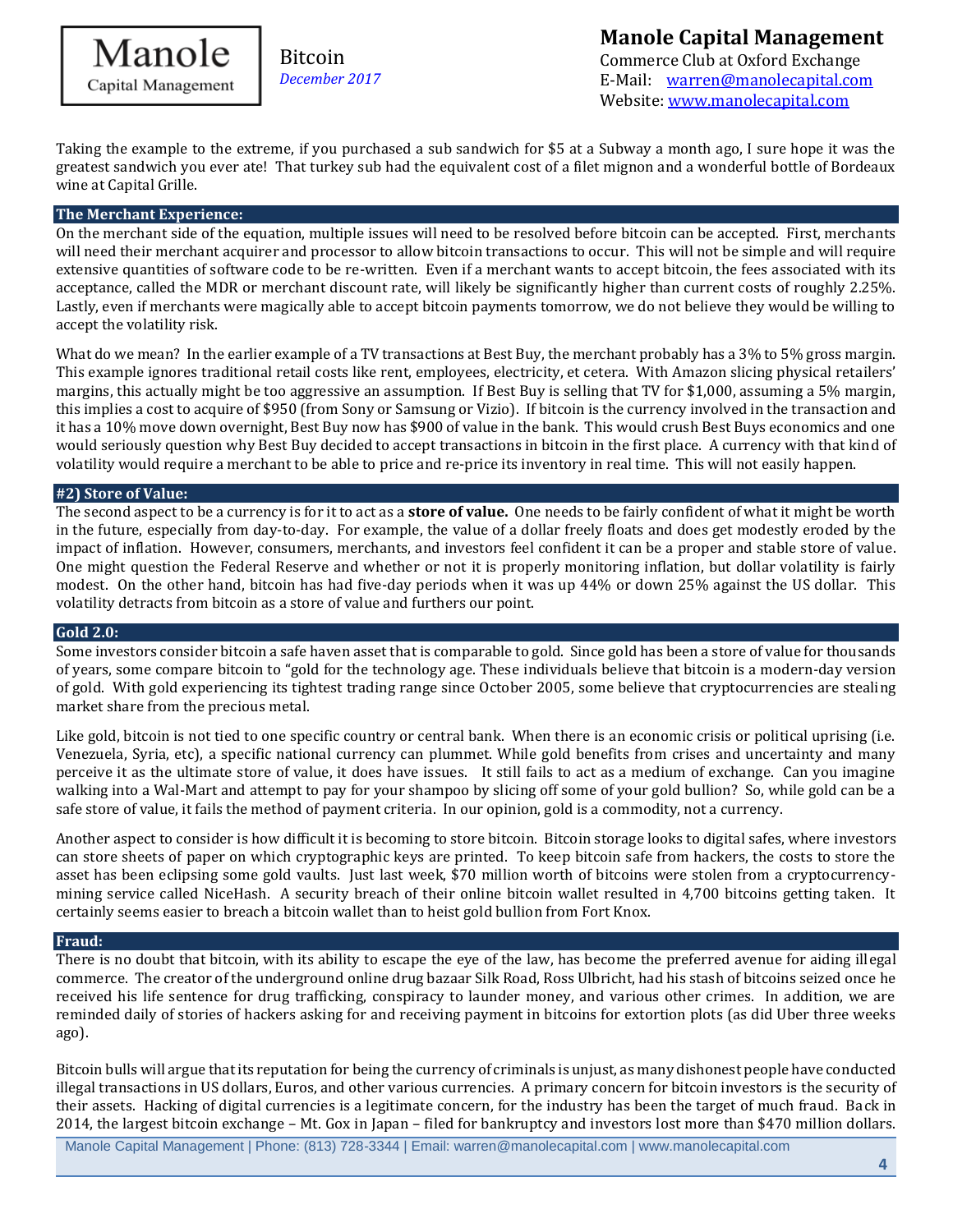Taking the example to the extreme, if you purchased a sub sandwich for $5 at a Subway a month ago, I sure hope it was the greatest sandwich you ever ate! That turkey sub had the equivalent cost of a filet mignon and a wonderful bottle of Bordeaux wine at Capital Grille.

## The Merchant Experience:

On the merchant side of the equation, multiple issues will need to be resolved before bitcoin can be accepted. First, merchants will need their merchant acquirer and processor to allow bitcoin transactions to occur. This will not be simple and will require extensive quantities of software code to be re-written. Even if a merchant wants to accept bitcoin, the fees associated with its acceptance, called the MDR or merchant discount rate, will likely be significantly higher than current costs of roughly 2.25%. Lastly, even if merchants were magically able to accept bitcoin payments tomorrow, we do not believe they would be willing to accept the volatility risk.

What do we mean? In the earlier example of a TV transactions at Best Buy, the merchant probably has a 3% to 5% gross margin. This example ignores traditional retail costs like rent, employees, electricity, et cetera. With Amazon slicing physical retailers' margins, this actually might be too aggressive an assumption. If Best Buy is selling that TV for $1,000, assuming a 5% margin, this implies a cost to acquire of $950 (from Sony or Samsung or Vizio). If bitcoin is the currency involved in the transaction and it has a 10% move down overnight, Best Buy now has $900 of value in the bank. This would crush Best Buys economics and one would seriously question why Best Buy decided to accept transactions in bitcoin in the first place. A currency with that kind of volatility would require a merchant to be able to price and re-price its inventory in real time. This will not easily happen.

## #2) Store of Value:

The second aspect to be a currency is for it to act as a **store of value.** One needs to be fairly confident of what it might be worth in the future, especially from day-to-day. For example, the value of a dollar freely floats and does get modestly eroded by the impact of inflation. However, consumers, merchants, and investors feel confident it can be a proper and stable store of value. One might question the Federal Reserve and whether or not it is properly monitoring inflation, but dollar volatility is fairly modest. On the other hand, bitcoin has had five-day periods when it was up 44% or down 25% against the US dollar. This volatility detracts from bitcoin as a store of value and furthers our point.

## Gold 2.0:

Some investors consider bitcoin a safe haven asset that is comparable to gold. Since gold has been a store of value for thousands of years, some compare bitcoin to "gold for the technology age. These individuals believe that bitcoin is a modern-day version of gold. With gold experiencing its tightest trading range since October 2005, some believe that cryptocurrencies are stealing market share from the precious metal.

Like gold, bitcoin is not tied to one specific country or central bank. When there is an economic crisis or political uprising (i.e. Venezuela, Syria, etc), a specific national currency can plummet. While gold benefits from crises and uncertainty and many perceive it as the ultimate store of value, it does have issues. It still fails to act as a medium of exchange. Can you imagine walking into a Wal-Mart and attempt to pay for your shampoo by slicing off some of your gold bullion? So, while gold can be a safe store of value, it fails the method of payment criteria. In our opinion, gold is a commodity, not a currency.

Another aspect to consider is how difficult it is becoming to store bitcoin. Bitcoin storage looks to digital safes, where investors can store sheets of paper on which cryptographic keys are printed. To keep bitcoin safe from hackers, the costs to store the asset has been eclipsing some gold vaults. Just last week, $70 million worth of bitcoins were stolen from a cryptocurrency-mining service called NiceHash. A security breach of their online bitcoin wallet resulted in 4,700 bitcoins getting taken. It certainly seems easier to breach a bitcoin wallet than to heist gold bullion from Fort Knox.

## Fraud:

There is no doubt that bitcoin, with its ability to escape the eye of the law, has become the preferred avenue for aiding illegal commerce. The creator of the underground online drug bazaar Silk Road, Ross Ulbricht, had his stash of bitcoins seized once he received his life sentence for drug trafficking, conspiracy to launder money, and various other crimes. In addition, we are reminded daily of stories of hackers asking for and receiving payment in bitcoins for extortion plots (as did Uber three weeks ago).

Bitcoin bulls will argue that its reputation for being the currency of criminals is unjust, as many dishonest people have conducted illegal transactions in US dollars, Euros, and other various currencies. A primary concern for bitcoin investors is the security of their assets. Hacking of digital currencies is a legitimate concern, for the industry has been the target of much fraud. Back in 2014, the largest bitcoin exchange – Mt. Gox in Japan – filed for bankruptcy and investors lost more than $470 million dollars.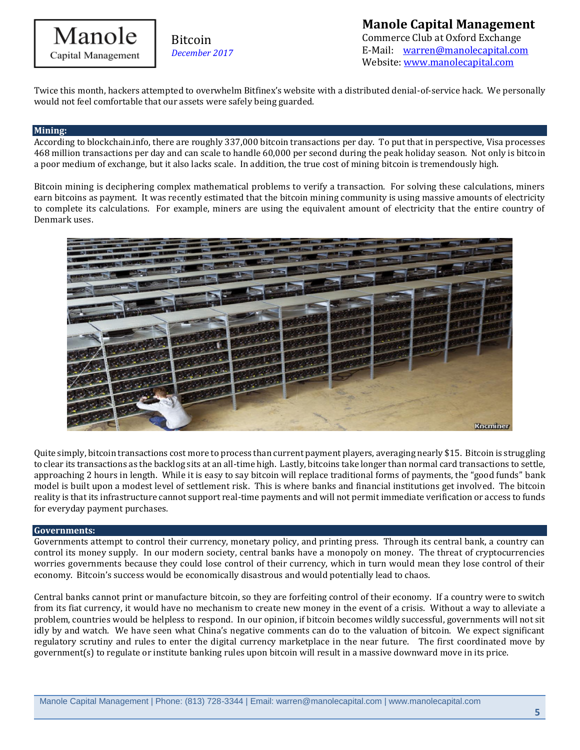Twice this month, hackers attempted to overwhelm Bitfinex's website with a distributed denial-of-service hack. We personally would not feel comfortable that our assets were safely being guarded.

## Mining:

According to blockchain.info, there are roughly 337,000 bitcoin transactions per day. To put that in perspective, Visa processes 468 million transactions per day and can scale to handle 60,000 per second during the peak holiday season. Not only is bitcoin a poor medium of exchange, but it also lacks scale. In addition, the true cost of mining bitcoin is tremendously high.

Bitcoin mining is deciphering complex mathematical problems to verify a transaction. For solving these calculations, miners earn bitcoins as payment. It was recently estimated that the bitcoin mining community is using massive amounts of electricity to complete its calculations. For example, miners are using the equivalent amount of electricity that the entire country of Denmark uses.

Quite simply, bitcoin transactions cost more to process than current payment players, averaging nearly $15. Bitcoin is struggling to clear its transactions as the backlog sits at an all-time high. Lastly, bitcoins take longer than normal card transactions to settle, approaching 2 hours in length. While it is easy to say bitcoin will replace traditional forms of payments, the "good funds" bank model is built upon a modest level of settlement risk. This is where banks and financial institutions get involved. The bitcoin reality is that its infrastructure cannot support real-time payments and will not permit immediate verification or access to funds for everyday payment purchases.

## Governments:

Governments attempt to control their currency, monetary policy, and printing press. Through its central bank, a country can control its money supply. In our modern society, central banks have a monopoly on money. The threat of cryptocurrencies worries governments because they could lose control of their currency, which in turn would mean they lose control of their economy. Bitcoin's success would be economically disastrous and would potentially lead to chaos.

Central banks cannot print or manufacture bitcoin, so they are forfeiting control of their economy. If a country were to switch from its fiat currency, it would have no mechanism to create new money in the event of a crisis. Without a way to alleviate a problem, countries would be helpless to respond. In our opinion, if bitcoin becomes wildly successful, governments will not sit idly by and watch. We have seen what China's negative comments can do to the valuation of bitcoin. We expect significant regulatory scrutiny and rules to enter the digital currency marketplace in the near future. The first coordinated move by government(s) to regulate or institute banking rules upon bitcoin will result in a massive downward move in its price.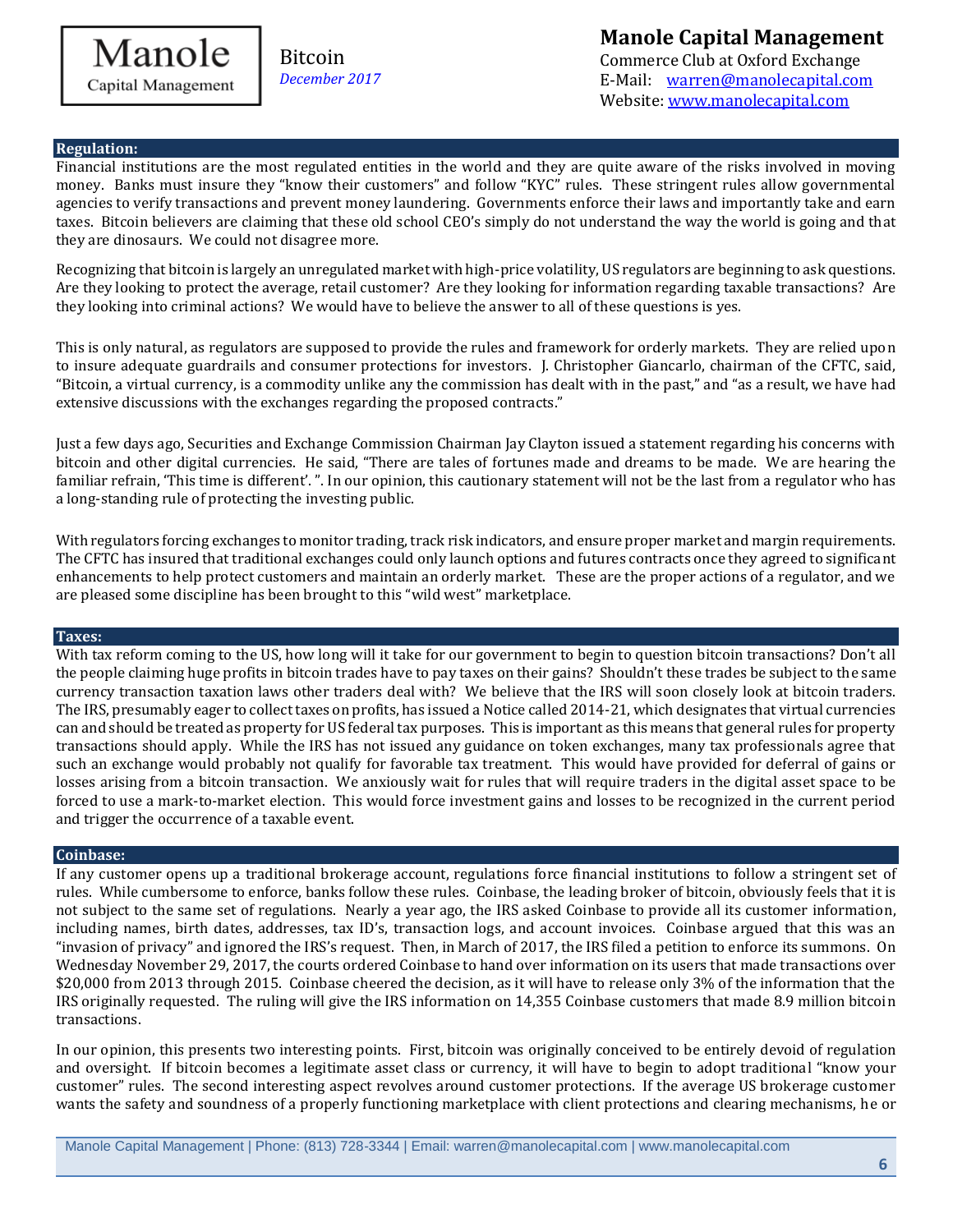## Regulation:

Financial institutions are the most regulated entities in the world and they are quite aware of the risks involved in moving money. Banks must insure they "know their customers" and follow "KYC" rules. These stringent rules allow governmental agencies to verify transactions and prevent money laundering. Governments enforce their laws and importantly take and earn taxes. Bitcoin believers are claiming that these old school CEO's simply do not understand the way the world is going and that they are dinosaurs. We could not disagree more.

Recognizing that bitcoin is largely an unregulated market with high-price volatility, US regulators are beginning to ask questions. Are they looking to protect the average, retail customer? Are they looking for information regarding taxable transactions? Are they looking into criminal actions? We would have to believe the answer to all of these questions is yes.

This is only natural, as regulators are supposed to provide the rules and framework for orderly markets. They are relied upon to insure adequate guardrails and consumer protections for investors. J. Christopher Giancarlo, chairman of the CFTC, said, "Bitcoin, a virtual currency, is a commodity unlike any the commission has dealt with in the past," and "as a result, we have had extensive discussions with the exchanges regarding the proposed contracts."

Just a few days ago, Securities and Exchange Commission Chairman Jay Clayton issued a statement regarding his concerns with bitcoin and other digital currencies. He said, "There are tales of fortunes made and dreams to be made. We are hearing the familiar refrain, 'This time is different'. ". In our opinion, this cautionary statement will not be the last from a regulator who has a long-standing rule of protecting the investing public.

With regulators forcing exchanges to monitor trading, track risk indicators, and ensure proper market and margin requirements. The CFTC has insured that traditional exchanges could only launch options and futures contracts once they agreed to significant enhancements to help protect customers and maintain an orderly market. These are the proper actions of a regulator, and we are pleased some discipline has been brought to this "wild west" marketplace.

## Taxes:

With tax reform coming to the US, how long will it take for our government to begin to question bitcoin transactions? Don't all the people claiming huge profits in bitcoin trades have to pay taxes on their gains? Shouldn't these trades be subject to the same currency transaction taxation laws other traders deal with? We believe that the IRS will soon closely look at bitcoin traders. The IRS, presumably eager to collect taxes on profits, has issued a Notice called 2014-21, which designates that virtual currencies can and should be treated as property for US federal tax purposes. This is important as this means that general rules for property transactions should apply. While the IRS has not issued any guidance on token exchanges, many tax professionals agree that such an exchange would probably not qualify for favorable tax treatment. This would have provided for deferral of gains or losses arising from a bitcoin transaction. We anxiously wait for rules that will require traders in the digital asset space to be forced to use a mark-to-market election. This would force investment gains and losses to be recognized in the current period and trigger the occurrence of a taxable event.

## Coinbase:

If any customer opens up a traditional brokerage account, regulations force financial institutions to follow a stringent set of rules. While cumbersome to enforce, banks follow these rules. Coinbase, the leading broker of bitcoin, obviously feels that it is not subject to the same set of regulations. Nearly a year ago, the IRS asked Coinbase to provide all its customer information, including names, birth dates, addresses, tax ID's, transaction logs, and account invoices. Coinbase argued that this was an "invasion of privacy" and ignored the IRS's request. Then, in March of 2017, the IRS filed a petition to enforce its summons. On Wednesday November 29, 2017, the courts ordered Coinbase to hand over information on its users that made transactions over $20,000 from 2013 through 2015. Coinbase cheered the decision, as it will have to release only 3% of the information that the IRS originally requested. The ruling will give the IRS information on 14,355 Coinbase customers that made 8.9 million bitcoin transactions.

In our opinion, this presents two interesting points. First, bitcoin was originally conceived to be entirely devoid of regulation and oversight. If bitcoin becomes a legitimate asset class or currency, it will have to begin to adopt traditional "know your customer" rules. The second interesting aspect revolves around customer protections. If the average US brokerage customer wants the safety and soundness of a properly functioning marketplace with client protections and clearing mechanisms, he or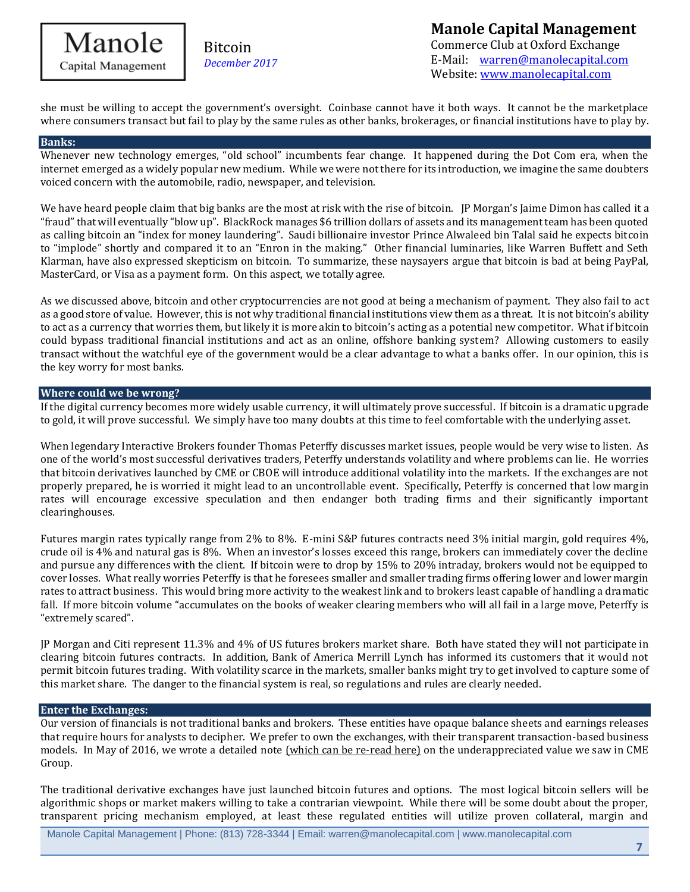she must be willing to accept the government's oversight. Coinbase cannot have it both ways. It cannot be the marketplace where consumers transact but fail to play by the same rules as other banks, brokerages, or financial institutions have to play by.

## Banks:

Whenever new technology emerges, "old school" incumbents fear change. It happened during the Dot Com era, when the internet emerged as a widely popular new medium. While we were not there for its introduction, we imagine the same doubters voiced concern with the automobile, radio, newspaper, and television.

We have heard people claim that big banks are the most at risk with the rise of bitcoin. JP Morgan's Jaime Dimon has called it a "fraud" that will eventually "blow up". BlackRock manages $6 trillion dollars of assets and its management team has been quoted as calling bitcoin an "index for money laundering". Saudi billionaire investor Prince Alwaleed bin Talal said he expects bitcoin to "implode" shortly and compared it to an "Enron in the making." Other financial luminaries, like Warren Buffett and Seth Klarman, have also expressed skepticism on bitcoin. To summarize, these naysayers argue that bitcoin is bad at being PayPal, MasterCard, or Visa as a payment form. On this aspect, we totally agree.

As we discussed above, bitcoin and other cryptocurrencies are not good at being a mechanism of payment. They also fail to act as a good store of value. However, this is not why traditional financial institutions view them as a threat. It is not bitcoin's ability to act as a currency that worries them, but likely it is more akin to bitcoin's acting as a potential new competitor. What if bitcoin could bypass traditional financial institutions and act as an online, offshore banking system? Allowing customers to easily transact without the watchful eye of the government would be a clear advantage to what a banks offer. In our opinion, this is the key worry for most banks.

## Where could we be wrong?

If the digital currency becomes more widely usable currency, it will ultimately prove successful. If bitcoin is a dramatic upgrade to gold, it will prove successful. We simply have too many doubts at this time to feel comfortable with the underlying asset.

When legendary Interactive Brokers founder Thomas Peterffy discusses market issues, people would be very wise to listen. As one of the world's most successful derivatives traders, Peterffy understands volatility and where problems can lie. He worries that bitcoin derivatives launched by CME or CBOE will introduce additional volatility into the markets. If the exchanges are not properly prepared, he is worried it might lead to an uncontrollable event. Specifically, Peterffy is concerned that low margin rates will encourage excessive speculation and then endanger both trading firms and their significantly important clearinghouses.

Futures margin rates typically range from 2% to 8%. E-mini S&P futures contracts need 3% initial margin, gold requires 4%, crude oil is 4% and natural gas is 8%. When an investor's losses exceed this range, brokers can immediately cover the decline and pursue any differences with the client. If bitcoin were to drop by 15% to 20% intraday, brokers would not be equipped to cover losses. What really worries Peterffy is that he foresees smaller and smaller trading firms offering lower and lower margin rates to attract business. This would bring more activity to the weakest link and to brokers least capable of handling a dramatic fall. If more bitcoin volume "accumulates on the books of weaker clearing members who will all fail in a large move, Peterffy is "extremely scared".

JP Morgan and Citi represent 11.3% and 4% of US futures brokers market share. Both have stated they will not participate in clearing bitcoin futures contracts. In addition, Bank of America Merrill Lynch has informed its customers that it would not permit bitcoin futures trading. With volatility scarce in the markets, smaller banks might try to get involved to capture some of this market share. The danger to the financial system is real, so regulations and rules are clearly needed.

## Enter the Exchanges:

Our version of financials is not traditional banks and brokers. These entities have opaque balance sheets and earnings releases that require hours for analysts to decipher. We prefer to own the exchanges, with their transparent transaction-based business models. In May of 2016, we wrote a detailed note (which can be re-read here) on the underappreciated value we saw in CME Group.

The traditional derivative exchanges have just launched bitcoin futures and options. The most logical bitcoin sellers will be algorithmic shops or market makers willing to take a contrarian viewpoint. While there will be some doubt about the proper, transparent pricing mechanism employed, at least these regulated entities will utilize proven collateral, margin and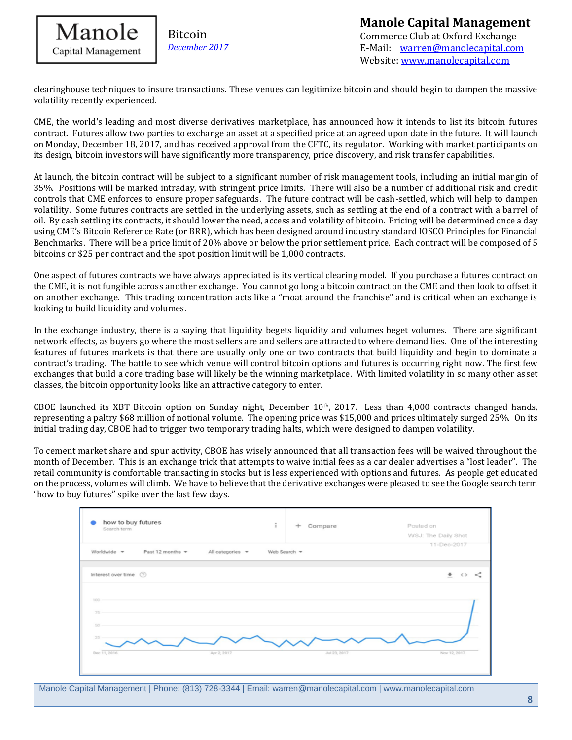clearinghouse techniques to insure transactions. These venues can legitimize bitcoin and should begin to dampen the massive volatility recently experienced.

CME, the world's leading and most diverse derivatives marketplace, has announced how it intends to list its bitcoin futures contract. Futures allow two parties to exchange an asset at a specified price at an agreed upon date in the future. It will launch on Monday, December 18, 2017, and has received approval from the CFTC, its regulator. Working with market participants on its design, bitcoin investors will have significantly more transparency, price discovery, and risk transfer capabilities.

At launch, the bitcoin contract will be subject to a significant number of risk management tools, including an initial margin of 35%. Positions will be marked intraday, with stringent price limits. There will also be a number of additional risk and credit controls that CME enforces to ensure proper safeguards. The future contract will be cash-settled, which will help to dampen volatility. Some futures contracts are settled in the underlying assets, such as settling at the end of a contract with a barrel of oil. By cash settling its contracts, it should lower the need, access and volatility of bitcoin. Pricing will be determined once a day using CME's Bitcoin Reference Rate (or BRR), which has been designed around industry standard IOSCO Principles for Financial Benchmarks. There will be a price limit of 20% above or below the prior settlement price. Each contract will be composed of 5 bitcoins or $25 per contract and the spot position limit will be 1,000 contracts.

One aspect of futures contracts we have always appreciated is its vertical clearing model. If you purchase a futures contract on the CME, it is not fungible across another exchange. You cannot go long a bitcoin contract on the CME and then look to offset it on another exchange. This trading concentration acts like a "moat around the franchise" and is critical when an exchange is looking to build liquidity and volumes.

In the exchange industry, there is a saying that liquidity begets liquidity and volumes beget volumes. There are significant network effects, as buyers go where the most sellers are and sellers are attracted to where demand lies. One of the interesting features of futures markets is that there are usually only one or two contracts that build liquidity and begin to dominate a contract's trading. The battle to see which venue will control bitcoin options and futures is occurring right now. The first few exchanges that build a core trading base will likely be the winning marketplace. With limited volatility in so many other asset classes, the bitcoin opportunity looks like an attractive category to enter.

CBOE launched its XBT Bitcoin option on Sunday night, December 10th, 2017. Less than 4,000 contracts changed hands, representing a paltry $68 million of notional volume. The opening price was $15,000 and prices ultimately surged 25%. On its initial trading day, CBOE had to trigger two temporary trading halts, which were designed to dampen volatility.

To cement market share and spur activity, CBOE has wisely announced that all transaction fees will be waived throughout the month of December. This is an exchange trick that attempts to waive initial fees as a car dealer advertises a "lost leader". The retail community is comfortable transacting in stocks but is less experienced with options and futures. As people get educated on the process, volumes will climb. We have to believe that the derivative exchanges were pleased to see the Google search term "how to buy futures" spike over the last few days.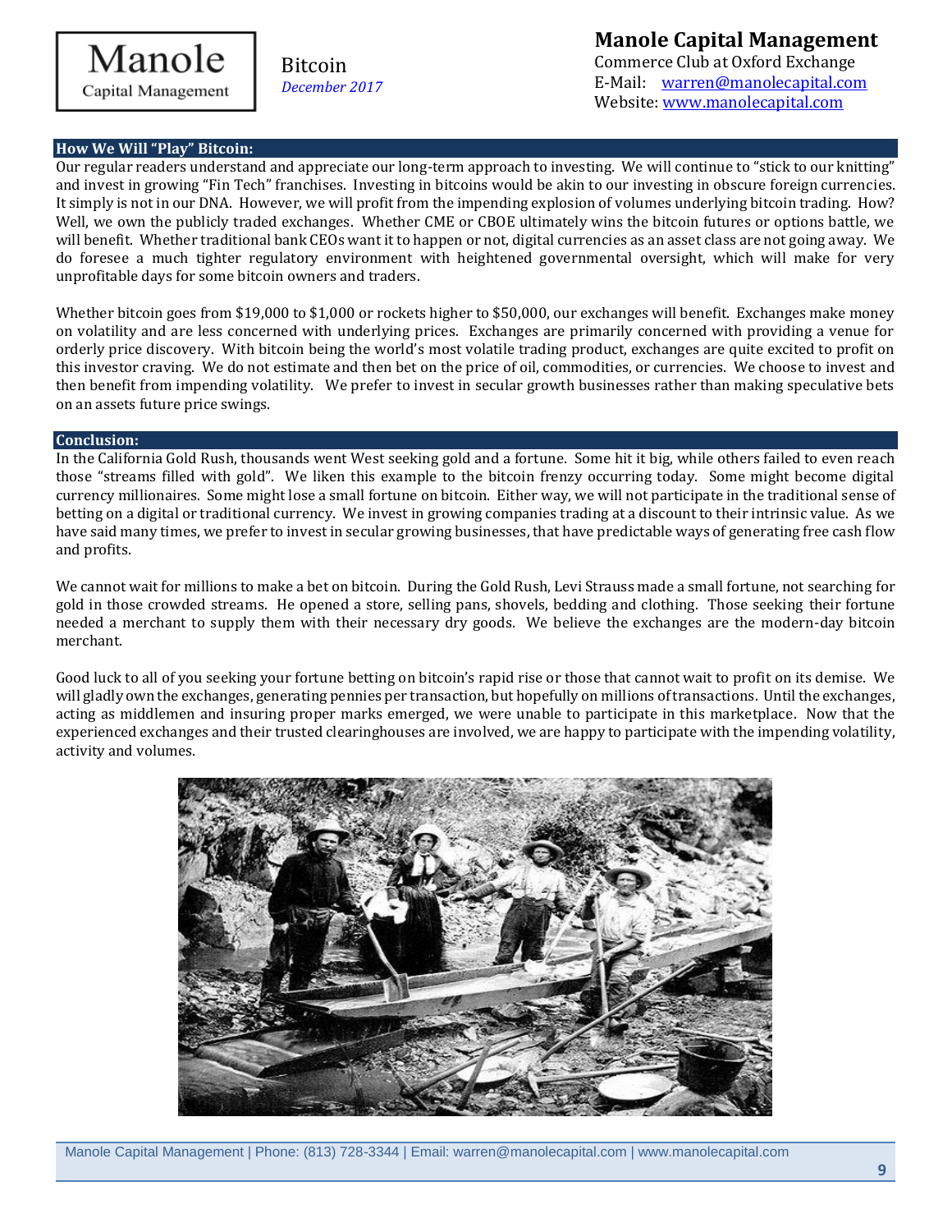## How We Will "Play" Bitcoin:

Our regular readers understand and appreciate our long-term approach to investing. We will continue to "stick to our knitting" and invest in growing "Fin Tech" franchises. Investing in bitcoins would be akin to our investing in obscure foreign currencies. It simply is not in our DNA. However, we will profit from the impending explosion of volumes underlying bitcoin trading. How? Well, we own the publicly traded exchanges. Whether CME or CBOE ultimately wins the bitcoin futures or options battle, we will benefit. Whether traditional bank CEOs want it to happen or not, digital currencies as an asset class are not going away. We do foresee a much tighter regulatory environment with heightened governmental oversight, which will make for very unprofitable days for some bitcoin owners and traders.

Whether bitcoin goes from $19,000 to $1,000 or rockets higher to $50,000, our exchanges will benefit. Exchanges make money on volatility and are less concerned with underlying prices. Exchanges are primarily concerned with providing a venue for orderly price discovery. With bitcoin being the world's most volatile trading product, exchanges are quite excited to profit on this investor craving. We do not estimate and then bet on the price of oil, commodities, or currencies. We choose to invest and then benefit from impending volatility. We prefer to invest in secular growth businesses rather than making speculative bets on an assets future price swings.

## Conclusion:

In the California Gold Rush, thousands went West seeking gold and a fortune. Some hit it big, while others failed to even reach those "streams filled with gold". We liken this example to the bitcoin frenzy occurring today. Some might become digital currency millionaires. Some might lose a small fortune on bitcoin. Either way, we will not participate in the traditional sense of betting on a digital or traditional currency. We invest in growing companies trading at a discount to their intrinsic value. As we have said many times, we prefer to invest in secular growing businesses, that have predictable ways of generating free cash flow and profits.

We cannot wait for millions to make a bet on bitcoin. During the Gold Rush, Levi Strauss made a small fortune, not searching for gold in those crowded streams. He opened a store, selling pans, shovels, bedding and clothing. Those seeking their fortune needed a merchant to supply them with their necessary dry goods. We believe the exchanges are the modern-day bitcoin merchant.

Good luck to all of you seeking your fortune betting on bitcoin's rapid rise or those that cannot wait to profit on its demise. We will gladly own the exchanges, generating pennies per transaction, but hopefully on millions of transactions. Until the exchanges, acting as middlemen and insuring proper marks emerged, we were unable to participate in this marketplace. Now that the experienced exchanges and their trusted clearinghouses are involved, we are happy to participate with the impending volatility, activity and volumes.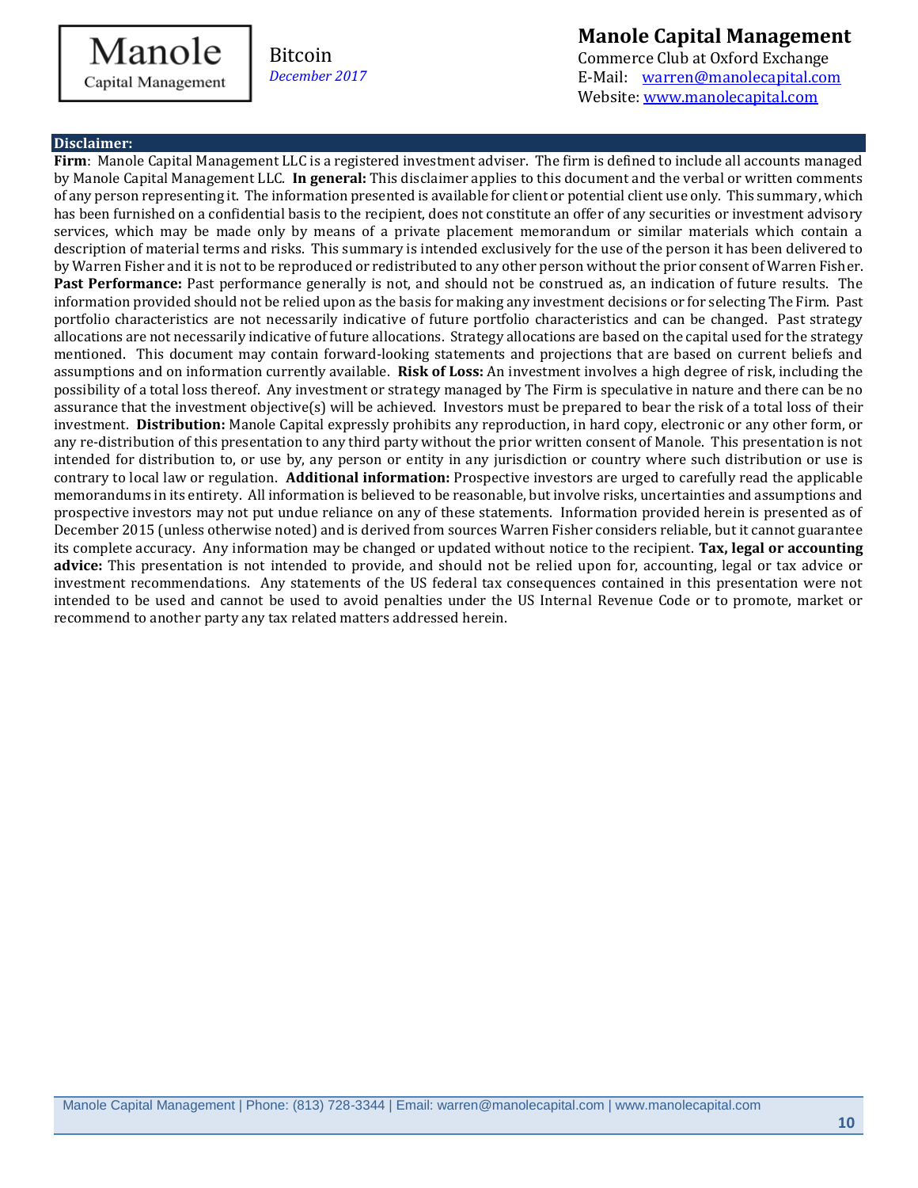**Disclaimer:**

**Firm**: Manole Capital Management LLC is a registered investment adviser. The firm is defined to include all accounts managed by Manole Capital Management LLC. **In general:** This disclaimer applies to this document and the verbal or written comments of any person representing it. The information presented is available for client or potential client use only. This summary, which has been furnished on a confidential basis to the recipient, does not constitute an offer of any securities or investment advisory services, which may be made only by means of a private placement memorandum or similar materials which contain a description of material terms and risks. This summary is intended exclusively for the use of the person it has been delivered to by Warren Fisher and it is not to be reproduced or redistributed to any other person without the prior consent of Warren Fisher. **Past Performance:** Past performance generally is not, and should not be construed as, an indication of future results. The information provided should not be relied upon as the basis for making any investment decisions or for selecting The Firm. Past portfolio characteristics are not necessarily indicative of future portfolio characteristics and can be changed. Past strategy allocations are not necessarily indicative of future allocations. Strategy allocations are based on the capital used for the strategy mentioned. This document may contain forward-looking statements and projections that are based on current beliefs and assumptions and on information currently available. **Risk of Loss:** An investment involves a high degree of risk, including the possibility of a total loss thereof. Any investment or strategy managed by The Firm is speculative in nature and there can be no assurance that the investment objective(s) will be achieved. Investors must be prepared to bear the risk of a total loss of their investment. **Distribution:** Manole Capital expressly prohibits any reproduction, in hard copy, electronic or any other form, or any re-distribution of this presentation to any third party without the prior written consent of Manole. This presentation is not intended for distribution to, or use by, any person or entity in any jurisdiction or country where such distribution or use is contrary to local law or regulation. **Additional information:** Prospective investors are urged to carefully read the applicable memorandums in its entirety. All information is believed to be reasonable, but involve risks, uncertainties and assumptions and prospective investors may not put undue reliance on any of these statements. Information provided herein is presented as of December 2015 (unless otherwise noted) and is derived from sources Warren Fisher considers reliable, but it cannot guarantee its complete accuracy. Any information may be changed or updated without notice to the recipient. **Tax, legal or accounting advice:** This presentation is not intended to provide, and should not be relied upon for, accounting, legal or tax advice or investment recommendations. Any statements of the US federal tax consequences contained in this presentation were not intended to be used and cannot be used to avoid penalties under the US Internal Revenue Code or to promote, market or recommend to another party any tax related matters addressed herein.